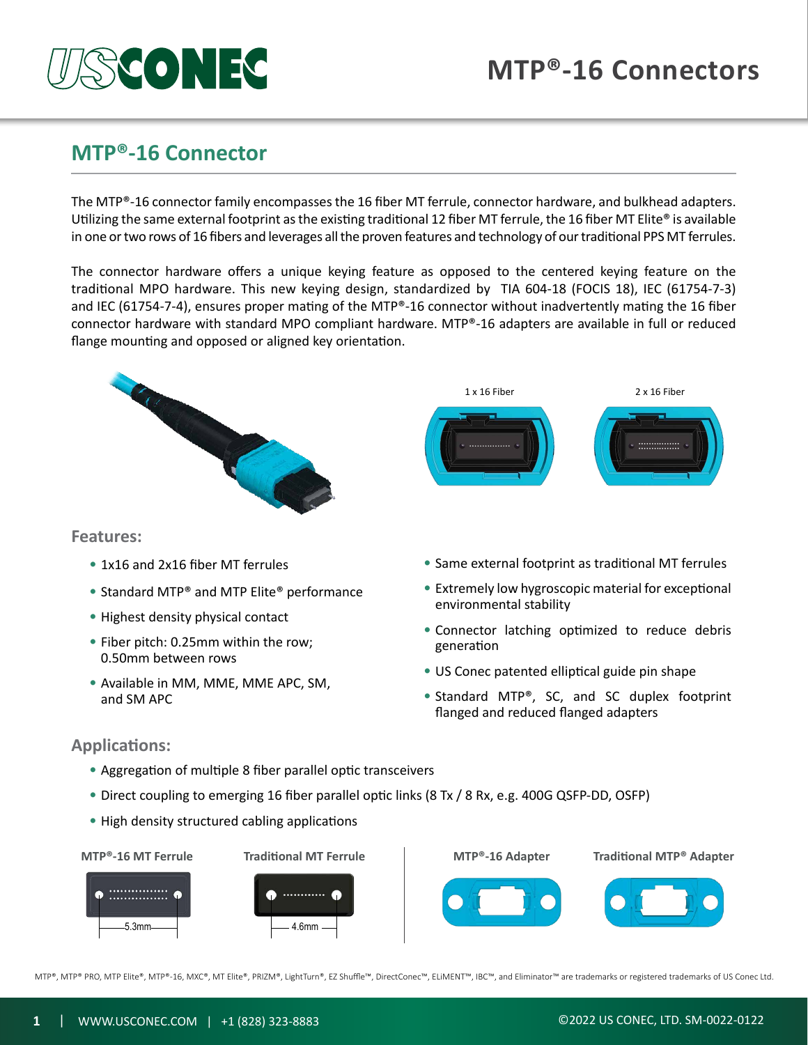# MTP®-16 Connectors

## MTP®-16 Connector

The MTP®-16 connector family encompasses the 16 fiber MT ferrule, connector hardware, and bulkhead adapters. Utilizing the same external footprint as the existing traditional 12 fiber MT ferrule, the 16 fiber MT Elite® is available in one or two rows of 16 fibers and leverages all the proven features and technology of our traditional PPS MT ferrules.

The connector hardware offers a unique keying feature as opposed to the centered keying feature on the traditional MPO hardware. This new keying design, standardized by TIA 604-18 (FOCIS 18), IEC (61754-7-3) and IEC (61754-7-4), ensures proper mating of the MTP®-16 connector without inadvertently mating the 16 fiber connector hardware with standard MPO compliant hardware. MTP®-16 adapters are available in full or reduced flange mounting and opposed or aligned key orientation.

1 x 16 Fiber

2 x 16 Fiber

### Features:

- 1x16 and 2x16 fiber MT ferrules
- Standard MTP® and MTP Elite® performance
- Highest density physical contact
- Fiber pitch: 0.25mm within the row; 0.50mm between rows
- Available in MM, MME, MME APC, SM, and SM APC
- Same external footprint as traditional MT ferrules
- Extremely low hygroscopic material for exceptional environmental stability
- Connector latching optimized to reduce debris generation
- US Conec patented elliptical guide pin shape
- Standard MTP®, SC, and SC duplex footprint flanged and reduced flanged adapters

### Applications:

- Aggregation of multiple 8 fiber parallel optic transceivers
- Direct coupling to emerging 16 fiber parallel optic links (8 Tx / 8 Rx, e.g. 400G QSFP-DD, OSFP)
- High density structured cabling applications

MTP®-16 MT Ferrule — 5.3mm

Traditional MT Ferrule — 4.6mm

MTP®-16 Adapter

Traditional MTP® Adapter

MTP®, MTP® PRO, MTP Elite®, MTP®-16, MXC®, MT Elite®, PRIZM®, LightTurn®, EZ Shuffle™, DirectConec™, ELiMENT™, IBC™, and Eliminator™ are trademarks or registered trademarks of US Conec Ltd.

WWW.USCONEC.COM | +1 (828) 323-8883

©2022 US CONEC, LTD. SM-0022-0122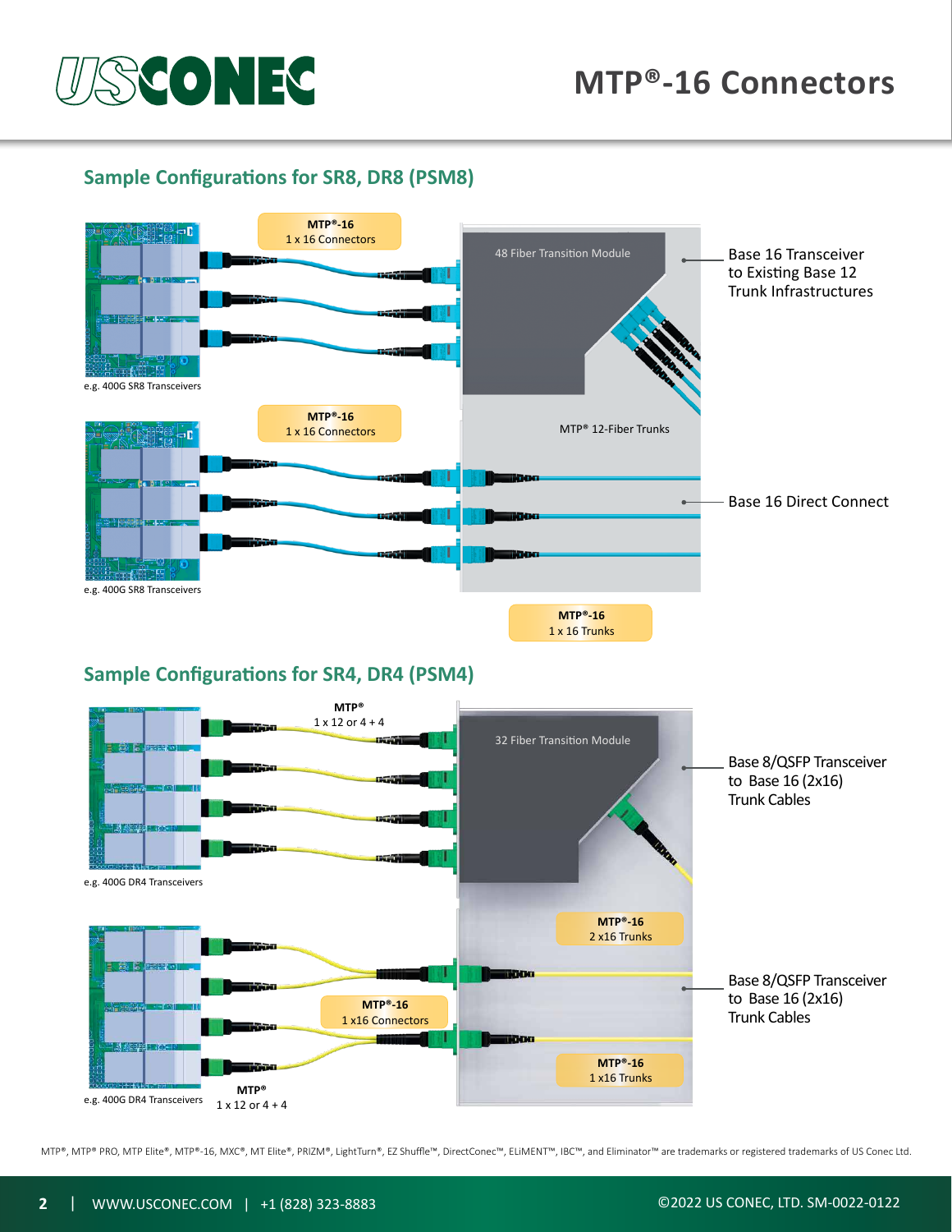# MTP®-16 Connectors

## Sample Configurations for SR8, DR8 (PSM8)

MTP®-16
1 x 16 Connectors

48 Fiber Transition Module

Base 16 Transceiver to Existing Base 12 Trunk Infrastructures

e.g. 400G SR8 Transceivers

MTP®-16
1 x 16 Connectors

MTP® 12-Fiber Trunks

Base 16 Direct Connect

e.g. 400G SR8 Transceivers

MTP®-16
1 x 16 Trunks

## Sample Configurations for SR4, DR4 (PSM4)

MTP®
1 x 12 or 4 + 4

32 Fiber Transition Module

Base 8/QSFP Transceiver to Base 16 (2x16) Trunk Cables

e.g. 400G DR4 Transceivers

MTP®-16
2 x16 Trunks

Base 8/QSFP Transceiver to Base 16 (2x16) Trunk Cables

MTP®-16
1 x16 Connectors

MTP®-16
1 x16 Trunks

e.g. 400G DR4 Transceivers

MTP®
1 x 12 or 4 + 4

MTP®, MTP® PRO, MTP Elite®, MTP®-16, MXC®, MT Elite®, PRIZM®, LightTurn®, EZ Shuffle™, DirectConec™, ELiMENT™, IBC™, and Eliminator™ are trademarks or registered trademarks of US Conec Ltd.

WWW.USCONEC.COM | +1 (828) 323-8883

©2022 US CONEC, LTD. SM-0022-0122